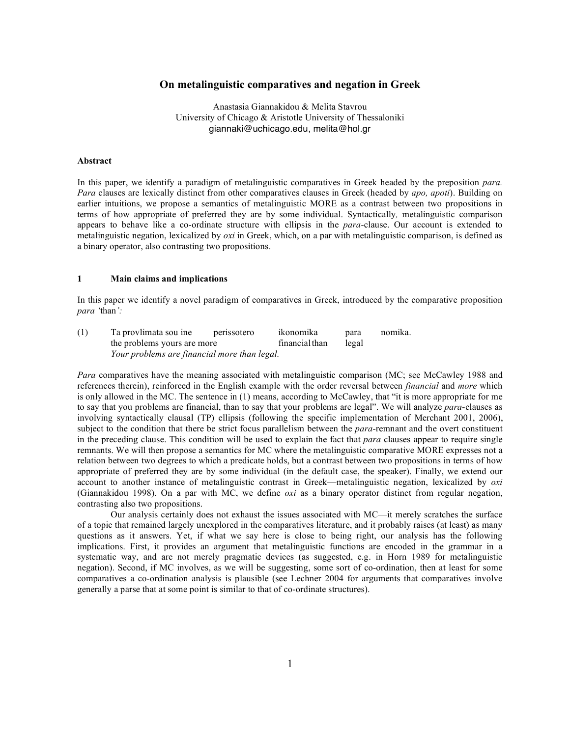# On metalinguistic comparatives and negation in Greek

Anastasia Giannakidou & Melita Stavrou
University of Chicago & Aristotle University of Thessaloniki
giannaki@uchicago.edu, melita@hol.gr

**Abstract**

In this paper, we identify a paradigm of metalinguistic comparatives in Greek headed by the preposition *para.* *Para* clauses are lexically distinct from other comparatives clauses in Greek (headed by *apo, apoti*). Building on earlier intuitions, we propose a semantics of metalinguistic MORE as a contrast between two propositions in terms of how appropriate of preferred they are by some individual. Syntactically*,* metalinguistic comparison appears to behave like a co-ordinate structure with ellipsis in the *para*-clause. Our account is extended to metalinguistic negation, lexicalized by *oxi* in Greek, which, on a par with metalinguistic comparison, is defined as a binary operator, also contrasting two propositions.

## 1 Main claims and implications

In this paper we identify a novel paradigm of comparatives in Greek, introduced by the comparative proposition *para 'than':*

(1) Ta provlimata sou ine perissotero ikonomika para nomika.
the problems yours are more financial than legal
*Your problems are financial more than legal.*

*Para* comparatives have the meaning associated with metalinguistic comparison (MC; see McCawley 1988 and references therein), reinforced in the English example with the order reversal between *financial* and *more* which is only allowed in the MC. The sentence in (1) means, according to McCawley, that "it is more appropriate for me to say that you problems are financial, than to say that your problems are legal". We will analyze *para*-clauses as involving syntactically clausal (TP) ellipsis (following the specific implementation of Merchant 2001, 2006), subject to the condition that there be strict focus parallelism between the *para*-remnant and the overt constituent in the preceding clause. This condition will be used to explain the fact that *para* clauses appear to require single remnants. We will then propose a semantics for MC where the metalinguistic comparative MORE expresses not a relation between two degrees to which a predicate holds, but a contrast between two propositions in terms of how appropriate of preferred they are by some individual (in the default case, the speaker). Finally, we extend our account to another instance of metalinguistic contrast in Greek—metalinguistic negation, lexicalized by *oxi* (Giannakidou 1998). On a par with MC, we define *oxi* as a binary operator distinct from regular negation, contrasting also two propositions.

Our analysis certainly does not exhaust the issues associated with MC—it merely scratches the surface of a topic that remained largely unexplored in the comparatives literature, and it probably raises (at least) as many questions as it answers. Yet, if what we say here is close to being right, our analysis has the following implications. First, it provides an argument that metalinguistic functions are encoded in the grammar in a systematic way, and are not merely pragmatic devices (as suggested, e.g. in Horn 1989 for metalinguistic negation). Second, if MC involves, as we will be suggesting, some sort of co-ordination, then at least for some comparatives a co-ordination analysis is plausible (see Lechner 2004 for arguments that comparatives involve generally a parse that at some point is similar to that of co-ordinate structures).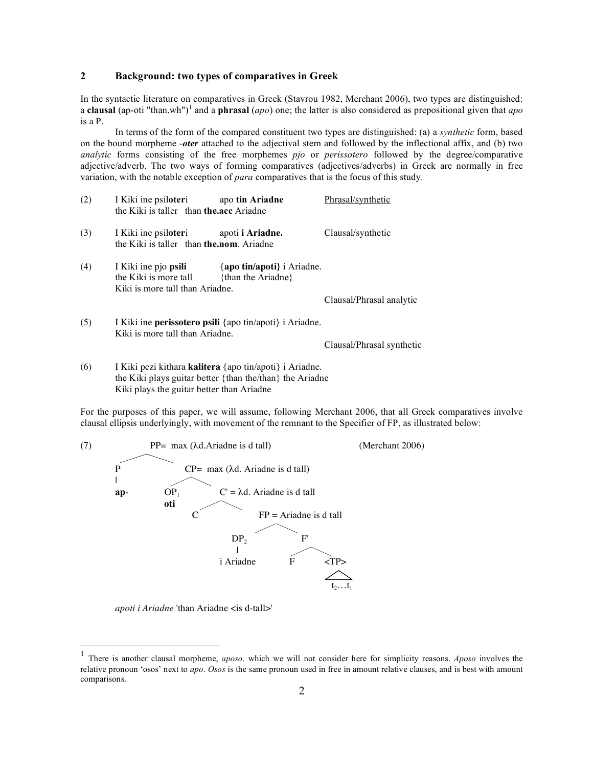## 2 Background: two types of comparatives in Greek

In the syntactic literature on comparatives in Greek (Stavrou 1982, Merchant 2006), two types are distinguished: a **clausal** (ap-oti "than.wh")[1] and a **phrasal** (*apo*) one; the latter is also considered as prepositional given that *apo* is a P.

In terms of the form of the compared constituent two types are distinguished: (a) a *synthetic* form, based on the bound morpheme -***oter*** attached to the adjectival stem and followed by the inflectional affix, and (b) two *analytic* forms consisting of the free morphemes *pjo* or *perissotero* followed by the degree/comparative adjective/adverb. The two ways of forming comparatives (adjectives/adverbs) in Greek are normally in free variation, with the notable exception of *para* comparatives that is the focus of this study.

(2) I Kiki ine psil**oter**i apo **tin Ariadne** <u>Phrasal/synthetic</u>
the Kiki is taller than **the.acc** Ariadne

(3) I Kiki ine psil**oter**i apoti **i Ariadne.** <u>Clausal/synthetic</u>
the Kiki is taller than **the.nom**. Ariadne

(4) I Kiki ine pjo **psili** {**apo tin/apoti}** i Ariadne.
the Kiki is more tall {than the Ariadne}
Kiki is more tall than Ariadne.
<u>Clausal/Phrasal analytic</u>

(5) I Kiki ine **perissotero psili** {apo tin/apoti} i Ariadne.
Kiki is more tall than Ariadne.
<u>Clausal/Phrasal synthetic</u>

(6) I Kiki pezi kithara **kalitera** {apo tin/apoti} i Ariadne.
the Kiki plays guitar better {than the/than} the Ariadne
Kiki plays the guitar better than Ariadne

For the purposes of this paper, we will assume, following Merchant 2006, that all Greek comparatives involve clausal ellipsis underlyingly, with movement of the remnant to the Specifier of FP, as illustrated below:

(7) (Merchant 2006)

```
PP= max (λd.Ariadne is d tall)
├── P
│   └── ap-
└── CP= max (λd. Ariadne is d tall)
    ├── OP1
    │   └── oti
    └── C' = λd. Ariadne is d tall
        ├── C
        └── FP = Ariadne is d tall
            ├── DP2
            │   └── i Ariadne
            └── F'
                ├── F
                └── <TP>
                    └── t2…t1
```

*apoti i Ariadne* 'than Ariadne <is d-tall>'

[1] There is another clausal morpheme, *aposo,* which we will not consider here for simplicity reasons. *Aposo* involves the relative pronoun 'osos' next to *apo*. *Osos* is the same pronoun used in free in amount relative clauses, and is best with amount comparisons.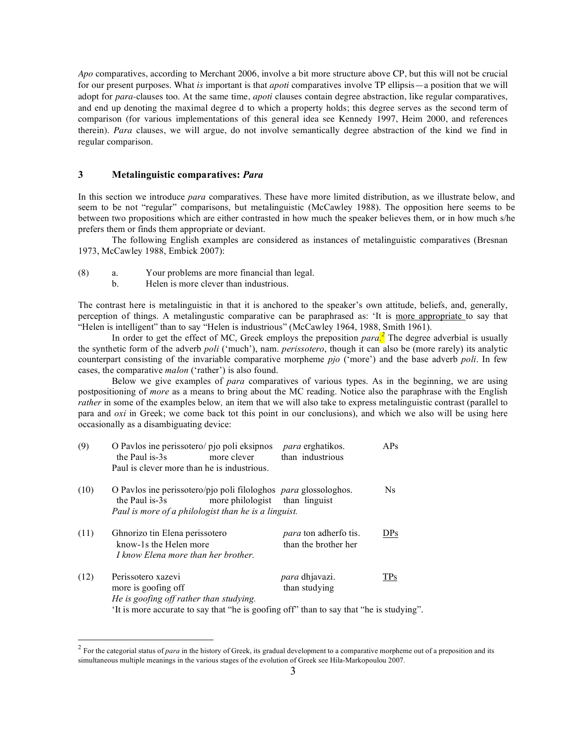*Apo* comparatives, according to Merchant 2006, involve a bit more structure above CP, but this will not be crucial for our present purposes. What *is* important is that *apoti* comparatives involve TP ellipsis—a position that we will adopt for *para*-clauses too. At the same time, *apoti* clauses contain degree abstraction, like regular comparatives, and end up denoting the maximal degree d to which a property holds; this degree serves as the second term of comparison (for various implementations of this general idea see Kennedy 1997, Heim 2000, and references therein). *Para* clauses, we will argue, do not involve semantically degree abstraction of the kind we find in regular comparison.

## 3 Metalinguistic comparatives: *Para*

In this section we introduce *para* comparatives. These have more limited distribution, as we illustrate below, and seem to be not "regular" comparisons, but metalinguistic (McCawley 1988). The opposition here seems to be between two propositions which are either contrasted in how much the speaker believes them, or in how much s/he prefers them or finds them appropriate or deviant.

The following English examples are considered as instances of metalinguistic comparatives (Bresnan 1973, McCawley 1988, Embick 2007):

(8) a. Your problems are more financial than legal.
 b. Helen is more clever than industrious.

The contrast here is metalinguistic in that it is anchored to the speaker's own attitude, beliefs, and, generally, perception of things. A metalingustic comparative can be paraphrased as: 'It is <u>more appropriate</u> to say that "Helen is intelligent" than to say "Helen is industrious" (McCawley 1964, 1988, Smith 1961).

In order to get the effect of MC, Greek employs the preposition *para*.[2] The degree adverbial is usually the synthetic form of the adverb *poli* ('much'), nam. *perissotero*, though it can also be (more rarely) its analytic counterpart consisting of the invariable comparative morpheme *pjo* ('more') and the base adverb *poli*. In few cases, the comparative *malon* ('rather') is also found.

Below we give examples of *para* comparatives of various types. As in the beginning, we are using postpositioning of *more* as a means to bring about the MC reading. Notice also the paraphrase with the English *rather* in some of the examples below, an item that we will also take to express metalinguistic contrast (parallel to para and *oxi* in Greek; we come back tot this point in our conclusions), and which we also will be using here occasionally as a disambiguating device:

(9) O Pavlos ine perissotero/ pjo poli eksipnos *para* erghatikos. APs
 the Paul is-3s more clever than industrious
 Paul is clever more than he is industrious.

(10) O Pavlos ine perissotero/pjo poli filologhos *para* glossologhos. Ns
 the Paul is-3s more philologist than linguist
 *Paul is more of a philologist than he is a linguist.*

(11) Ghnorizo tin Elena perissotero *para* ton adherfo tis. <u>DPs</u>
 know-1s the Helen more than the brother her
 *I know Elena more than her brother.*

(12) Perissotero xazevi *para* dhjavazi. <u>TPs</u>
 more is goofing off than studying
 *He is goofing off rather than studying.*
 'It is more accurate to say that "he is goofing off" than to say that "he is studying".

[2] For the categorial status of *para* in the history of Greek, its gradual development to a comparative morpheme out of a preposition and its simultaneous multiple meanings in the various stages of the evolution of Greek see Hila-Markopoulou 2007.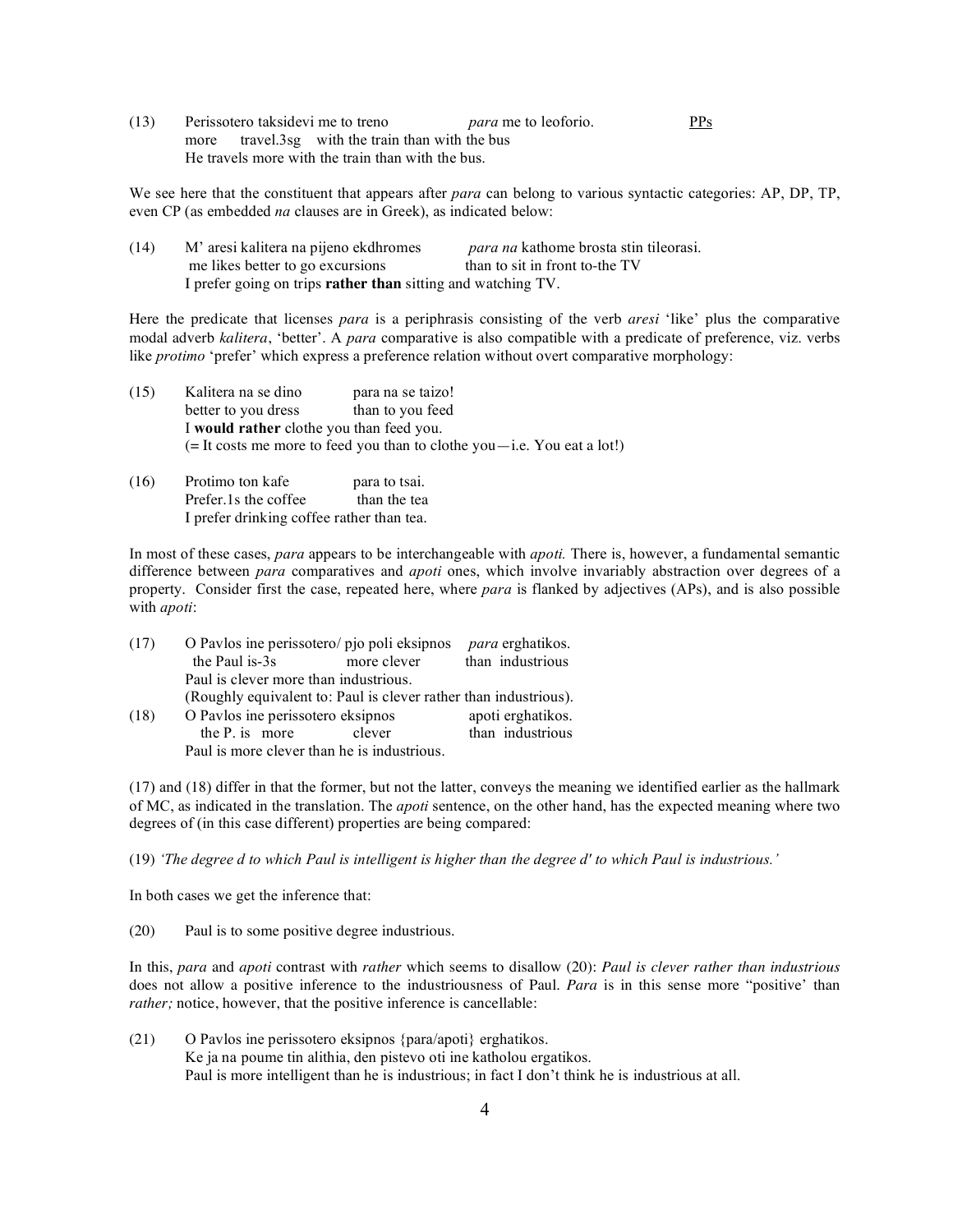(13) Perissotero taksidevi me to treno *para* me to leoforio. PPs
more travel.3sg with the train than with the bus
He travels more with the train than with the bus.

We see here that the constituent that appears after *para* can belong to various syntactic categories: AP, DP, TP, even CP (as embedded *na* clauses are in Greek), as indicated below:

(14) M' aresi kalitera na pijeno ekdhromes *para na* kathome brosta stin tileorasi.
me likes better to go excursions than to sit in front to-the TV
I prefer going on trips **rather than** sitting and watching TV.

Here the predicate that licenses *para* is a periphrasis consisting of the verb *aresi* 'like' plus the comparative modal adverb *kalitera*, 'better'. A *para* comparative is also compatible with a predicate of preference, viz. verbs like *protimo* 'prefer' which express a preference relation without overt comparative morphology:

(15) Kalitera na se dino para na se taizo!
better to you dress than to you feed
I **would rather** clothe you than feed you.
(= It costs me more to feed you than to clothe you—i.e. You eat a lot!)

(16) Protimo ton kafe para to tsai.
Prefer.1s the coffee than the tea
I prefer drinking coffee rather than tea.

In most of these cases, *para* appears to be interchangeable with *apoti.* There is, however, a fundamental semantic difference between *para* comparatives and *apoti* ones, which involve invariably abstraction over degrees of a property. Consider first the case, repeated here, where *para* is flanked by adjectives (APs), and is also possible with *apoti*:

(17) O Pavlos ine perissotero/ pjo poli eksipnos *para* erghatikos.
the Paul is-3s more clever than industrious
Paul is clever more than industrious.
(Roughly equivalent to: Paul is clever rather than industrious).

(18) O Pavlos ine perissotero eksipnos apoti erghatikos.
the P. is more clever than industrious
Paul is more clever than he is industrious.

(17) and (18) differ in that the former, but not the latter, conveys the meaning we identified earlier as the hallmark of MC, as indicated in the translation. The *apoti* sentence, on the other hand, has the expected meaning where two degrees of (in this case different) properties are being compared:

(19) *'The degree d to which Paul is intelligent is higher than the degree d' to which Paul is industrious.'*

In both cases we get the inference that:

(20) Paul is to some positive degree industrious.

In this, *para* and *apoti* contrast with *rather* which seems to disallow (20): *Paul is clever rather than industrious* does not allow a positive inference to the industriousness of Paul. *Para* is in this sense more "positive' than *rather;* notice, however, that the positive inference is cancellable:

(21) O Pavlos ine perissotero eksipnos {para/apoti} erghatikos.
Ke ja na poume tin alithia, den pistevo oti ine katholou ergatikos.
Paul is more intelligent than he is industrious; in fact I don't think he is industrious at all.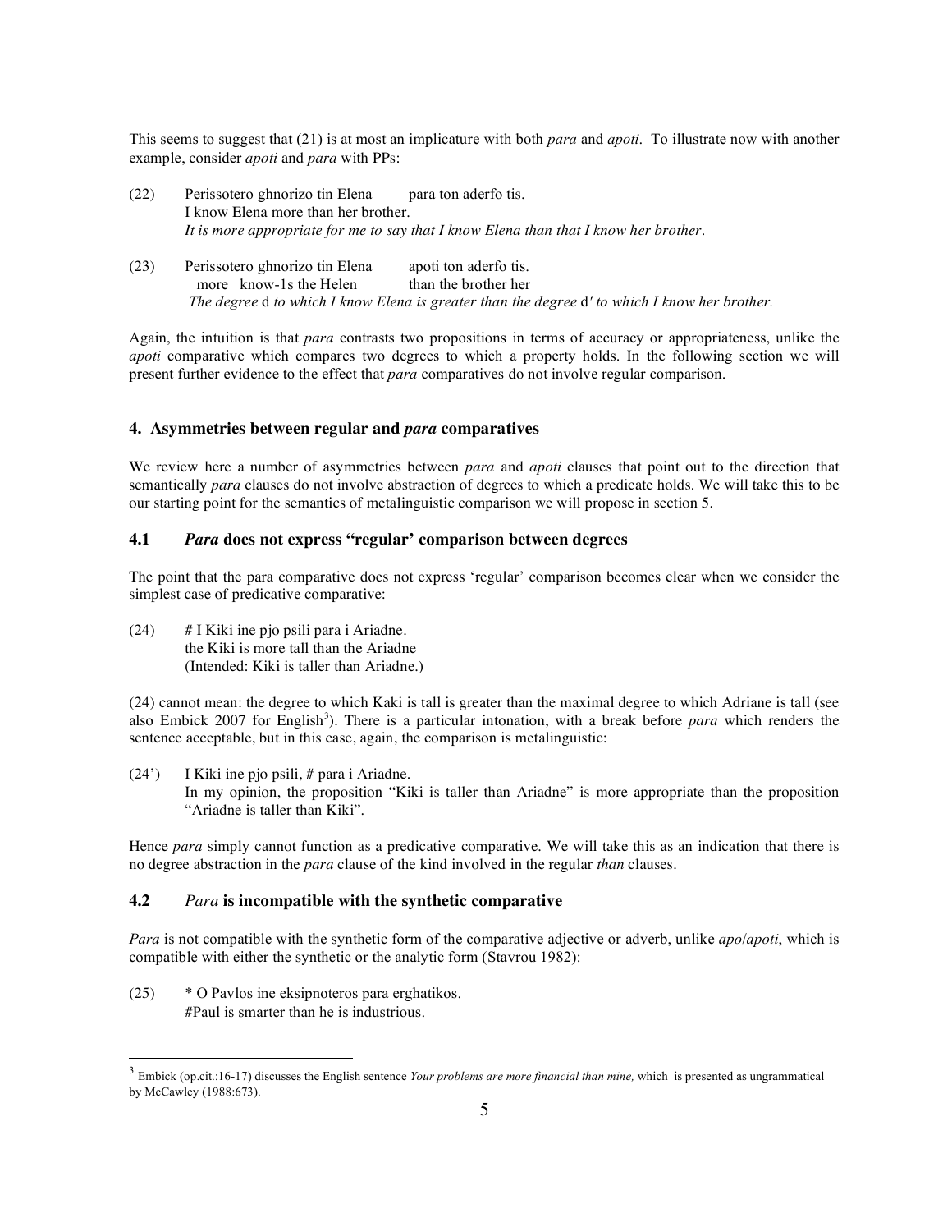This seems to suggest that (21) is at most an implicature with both *para* and *apoti*. To illustrate now with another example, consider *apoti* and *para* with PPs:

(22) Perissotero ghnorizo tin Elena para ton aderfo tis.
I know Elena more than her brother.
*It is more appropriate for me to say that I know Elena than that I know her brother.*

(23) Perissotero ghnorizo tin Elena apoti ton aderfo tis.
more know-1s the Helen than the brother her
*The degree* d *to which I know Elena is greater than the degree* d' *to which I know her brother.*

Again, the intuition is that *para* contrasts two propositions in terms of accuracy or appropriateness, unlike the *apoti* comparative which compares two degrees to which a property holds. In the following section we will present further evidence to the effect that *para* comparatives do not involve regular comparison.

## 4. Asymmetries between regular and *para* comparatives

We review here a number of asymmetries between *para* and *apoti* clauses that point out to the direction that semantically *para* clauses do not involve abstraction of degrees to which a predicate holds. We will take this to be our starting point for the semantics of metalinguistic comparison we will propose in section 5.

### 4.1 *Para* does not express "regular' comparison between degrees

The point that the para comparative does not express 'regular' comparison becomes clear when we consider the simplest case of predicative comparative:

(24) # I Kiki ine pjo psili para i Ariadne.
the Kiki is more tall than the Ariadne
(Intended: Kiki is taller than Ariadne.)

(24) cannot mean: the degree to which Kaki is tall is greater than the maximal degree to which Adriane is tall (see also Embick 2007 for English[3]). There is a particular intonation, with a break before *para* which renders the sentence acceptable, but in this case, again, the comparison is metalinguistic:

(24') I Kiki ine pjo psili, # para i Ariadne.
In my opinion, the proposition "Kiki is taller than Ariadne" is more appropriate than the proposition "Ariadne is taller than Kiki".

Hence *para* simply cannot function as a predicative comparative. We will take this as an indication that there is no degree abstraction in the *para* clause of the kind involved in the regular *than* clauses.

### 4.2 *Para* is incompatible with the synthetic comparative

*Para* is not compatible with the synthetic form of the comparative adjective or adverb, unlike *apo*/*apoti*, which is compatible with either the synthetic or the analytic form (Stavrou 1982):

(25) * O Pavlos ine eksipnoteros para erghatikos.
#Paul is smarter than he is industrious.

---

[3] Embick (op.cit.:16-17) discusses the English sentence *Your problems are more financial than mine,* which is presented as ungrammatical by McCawley (1988:673).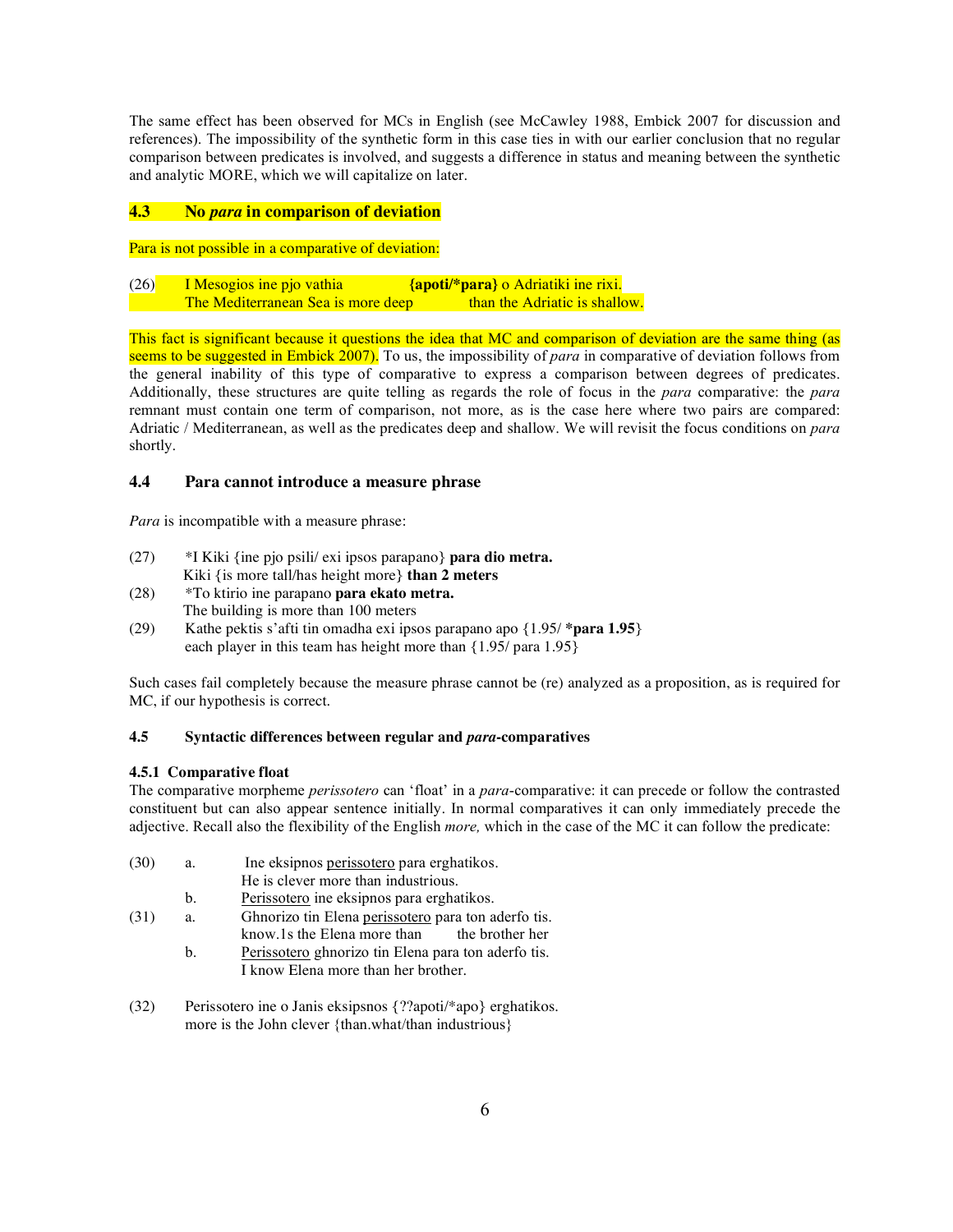The same effect has been observed for MCs in English (see McCawley 1988, Embick 2007 for discussion and references). The impossibility of the synthetic form in this case ties in with our earlier conclusion that no regular comparison between predicates is involved, and suggests a difference in status and meaning between the synthetic and analytic MORE, which we will capitalize on later.

### 4.3 No *para* in comparison of deviation

Para is not possible in a comparative of deviation:

(26) I Mesogios ine pjo vathia **{apoti/*para}** o Adriatiki ine rixi.
The Mediterranean Sea is more deep than the Adriatic is shallow.

This fact is significant because it questions the idea that MC and comparison of deviation are the same thing (as seems to be suggested in Embick 2007). To us, the impossibility of *para* in comparative of deviation follows from the general inability of this type of comparative to express a comparison between degrees of predicates. Additionally, these structures are quite telling as regards the role of focus in the *para* comparative: the *para* remnant must contain one term of comparison, not more, as is the case here where two pairs are compared: Adriatic / Mediterranean, as well as the predicates deep and shallow. We will revisit the focus conditions on *para* shortly.

### 4.4 Para cannot introduce a measure phrase

*Para* is incompatible with a measure phrase:

(27) *I Kiki {ine pjo psili/ exi ipsos parapano} **para dio metra.**
Kiki {is more tall/has height more} **than 2 meters**

(28) *To ktirio ine parapano **para ekato metra.**
The building is more than 100 meters

(29) Kathe pektis s'afti tin omadha exi ipsos parapano apo {1.95/ ***para 1.95**}
each player in this team has height more than {1.95/ para 1.95}

Such cases fail completely because the measure phrase cannot be (re) analyzed as a proposition, as is required for MC, if our hypothesis is correct.

### 4.5 Syntactic differences between regular and *para*-comparatives

#### 4.5.1 Comparative float

The comparative morpheme *perissotero* can 'float' in a *para*-comparative: it can precede or follow the contrasted constituent but can also appear sentence initially. In normal comparatives it can only immediately precede the adjective. Recall also the flexibility of the English *more,* which in the case of the MC it can follow the predicate:

(30) a. Ine eksipnos perissotero para erghatikos.
He is clever more than industrious.
b. Perissotero ine eksipnos para erghatikos.

(31) a. Ghnorizo tin Elena perissotero para ton aderfo tis.
know.1s the Elena more than the brother her
b. Perissotero ghnorizo tin Elena para ton aderfo tis.
I know Elena more than her brother.

(32) Perissotero ine o Janis eksipsnos {??apoti/*apo} erghatikos.
more is the John clever {than.what/than industrious}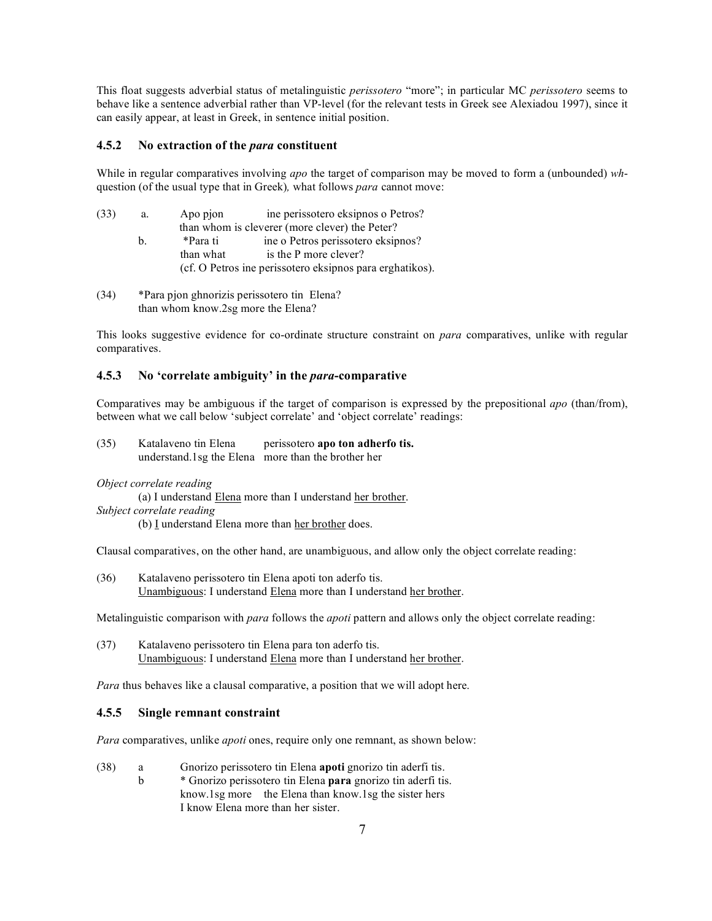This float suggests adverbial status of metalinguistic *perissotero* "more"; in particular MC *perissotero* seems to behave like a sentence adverbial rather than VP-level (for the relevant tests in Greek see Alexiadou 1997), since it can easily appear, at least in Greek, in sentence initial position.

### 4.5.2 No extraction of the *para* constituent

While in regular comparatives involving *apo* the target of comparison may be moved to form a (unbounded) *wh*-question (of the usual type that in Greek)*,* what follows *para* cannot move:

(33) a. Apo pjon ine perissotero eksipnos o Petros?
than whom is cleverer (more clever) the Peter?

b. *Para ti ine o Petros perissotero eksipnos?
than what is the P more clever?
(cf. O Petros ine perissotero eksipnos para erghatikos).

(34) *Para pjon ghnorizis perissotero tin Elena?
than whom know.2sg more the Elena?

This looks suggestive evidence for co-ordinate structure constraint on *para* comparatives, unlike with regular comparatives.

### 4.5.3 No 'correlate ambiguity' in the *para*-comparative

Comparatives may be ambiguous if the target of comparison is expressed by the prepositional *apo* (than/from), between what we call below 'subject correlate' and 'object correlate' readings:

(35) Katalaveno tin Elena perissotero **apo ton adherfo tis.**
understand.1sg the Elena more than the brother her

*Object correlate reading*
(a) I understand Elena more than I understand her brother.
*Subject correlate reading*
(b) I understand Elena more than her brother does.

Clausal comparatives, on the other hand, are unambiguous, and allow only the object correlate reading:

(36) Katalaveno perissotero tin Elena apoti ton aderfo tis.
Unambiguous: I understand Elena more than I understand her brother.

Metalinguistic comparison with *para* follows the *apoti* pattern and allows only the object correlate reading:

(37) Katalaveno perissotero tin Elena para ton aderfo tis.
Unambiguous: I understand Elena more than I understand her brother.

*Para* thus behaves like a clausal comparative, a position that we will adopt here.

### 4.5.5 Single remnant constraint

*Para* comparatives, unlike *apoti* ones, require only one remnant, as shown below:

(38) a Gnorizo perissotero tin Elena **apoti** gnorizo tin aderfi tis.

b * Gnorizo perissotero tin Elena **para** gnorizo tin aderfi tis.
know.1sg more the Elena than know.1sg the sister hers
I know Elena more than her sister.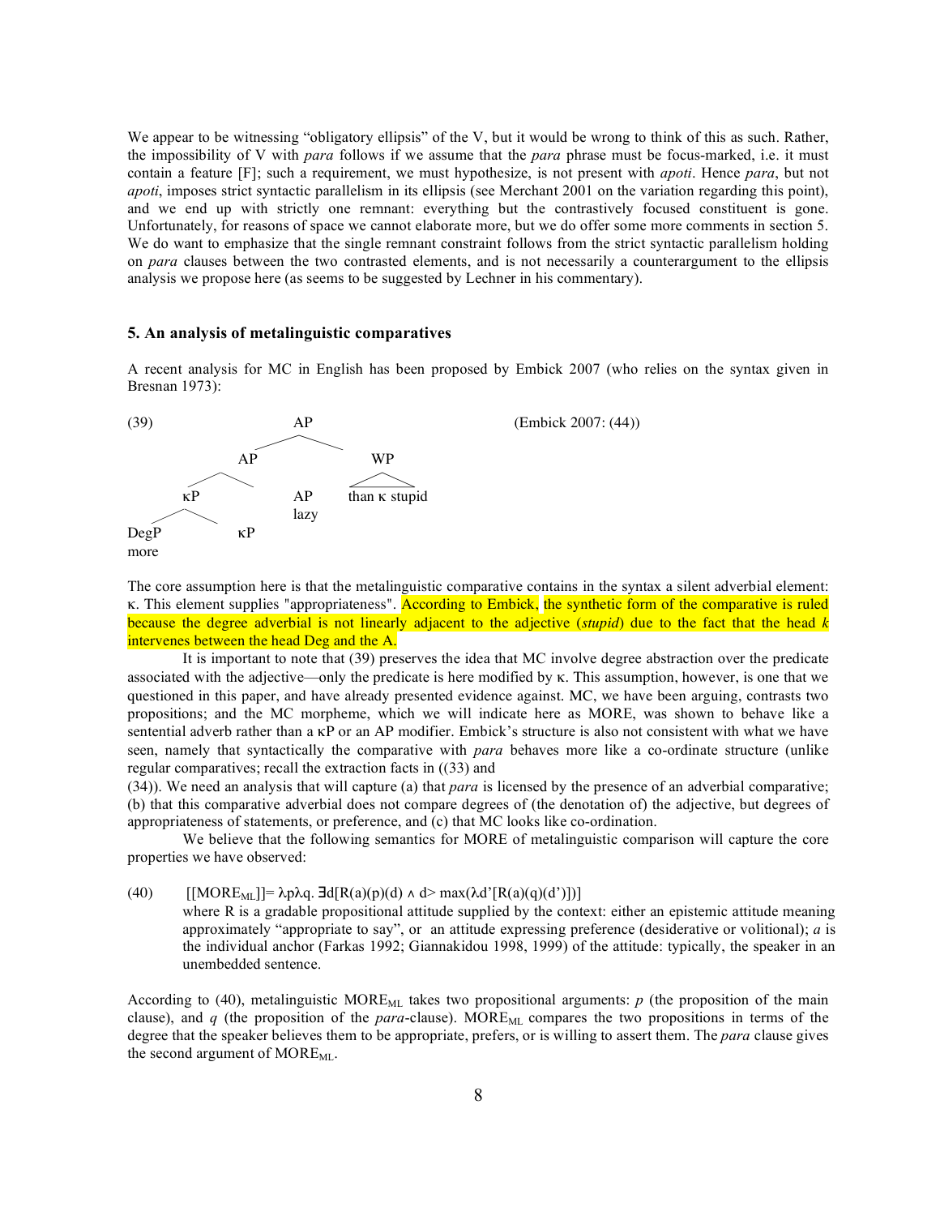We appear to be witnessing "obligatory ellipsis" of the V, but it would be wrong to think of this as such. Rather, the impossibility of V with *para* follows if we assume that the *para* phrase must be focus-marked, i.e. it must contain a feature [F]; such a requirement, we must hypothesize, is not present with *apoti*. Hence *para*, but not *apoti*, imposes strict syntactic parallelism in its ellipsis (see Merchant 2001 on the variation regarding this point), and we end up with strictly one remnant: everything but the contrastively focused constituent is gone. Unfortunately, for reasons of space we cannot elaborate more, but we do offer some more comments in section 5. We do want to emphasize that the single remnant constraint follows from the strict syntactic parallelism holding on *para* clauses between the two contrasted elements, and is not necessarily a counterargument to the ellipsis analysis we propose here (as seems to be suggested by Lechner in his commentary).

## 5. An analysis of metalinguistic comparatives

A recent analysis for MC in English has been proposed by Embick 2007 (who relies on the syntax given in Bresnan 1973):

(39) (Embick 2007: (44))

```
                    AP
                  /    \
                AP      WP
              /    \    than κ stupid
            κP      AP
           /  \     lazy
        DegP   κP
        more
```

The core assumption here is that the metalinguistic comparative contains in the syntax a silent adverbial element: κ. This element supplies "appropriateness". According to Embick, the synthetic form of the comparative is ruled because the degree adverbial is not linearly adjacent to the adjective (*stupid*) due to the fact that the head *k* intervenes between the head Deg and the A.

It is important to note that (39) preserves the idea that MC involve degree abstraction over the predicate associated with the adjective—only the predicate is here modified by κ. This assumption, however, is one that we questioned in this paper, and have already presented evidence against. MC, we have been arguing, contrasts two propositions; and the MC morpheme, which we will indicate here as MORE, was shown to behave like a sentential adverb rather than a κP or an AP modifier. Embick's structure is also not consistent with what we have seen, namely that syntactically the comparative with *para* behaves more like a co-ordinate structure (unlike regular comparatives; recall the extraction facts in ((33) and (34)). We need an analysis that will capture (a) that *para* is licensed by the presence of an adverbial comparative; (b) that this comparative adverbial does not compare degrees of (the denotation of) the adjective, but degrees of appropriateness of statements, or preference, and (c) that MC looks like co-ordination.

We believe that the following semantics for MORE of metalinguistic comparison will capture the core properties we have observed:

(40) $[[\text{MORE}_{\text{ML}}]] = \lambda p \lambda q.\ \exists d[R(a)(p)(d) \wedge d > \max(\lambda d'[R(a)(q)(d')])]$

where R is a gradable propositional attitude supplied by the context: either an epistemic attitude meaning approximately "appropriate to say", or an attitude expressing preference (desiderative or volitional); *a* is the individual anchor (Farkas 1992; Giannakidou 1998, 1999) of the attitude: typically, the speaker in an unembedded sentence.

According to (40), metalinguistic $\text{MORE}_{\text{ML}}$ takes two propositional arguments: *p* (the proposition of the main clause), and *q* (the proposition of the *para*-clause). $\text{MORE}_{\text{ML}}$ compares the two propositions in terms of the degree that the speaker believes them to be appropriate, prefers, or is willing to assert them. The *para* clause gives the second argument of $\text{MORE}_{\text{ML}}$.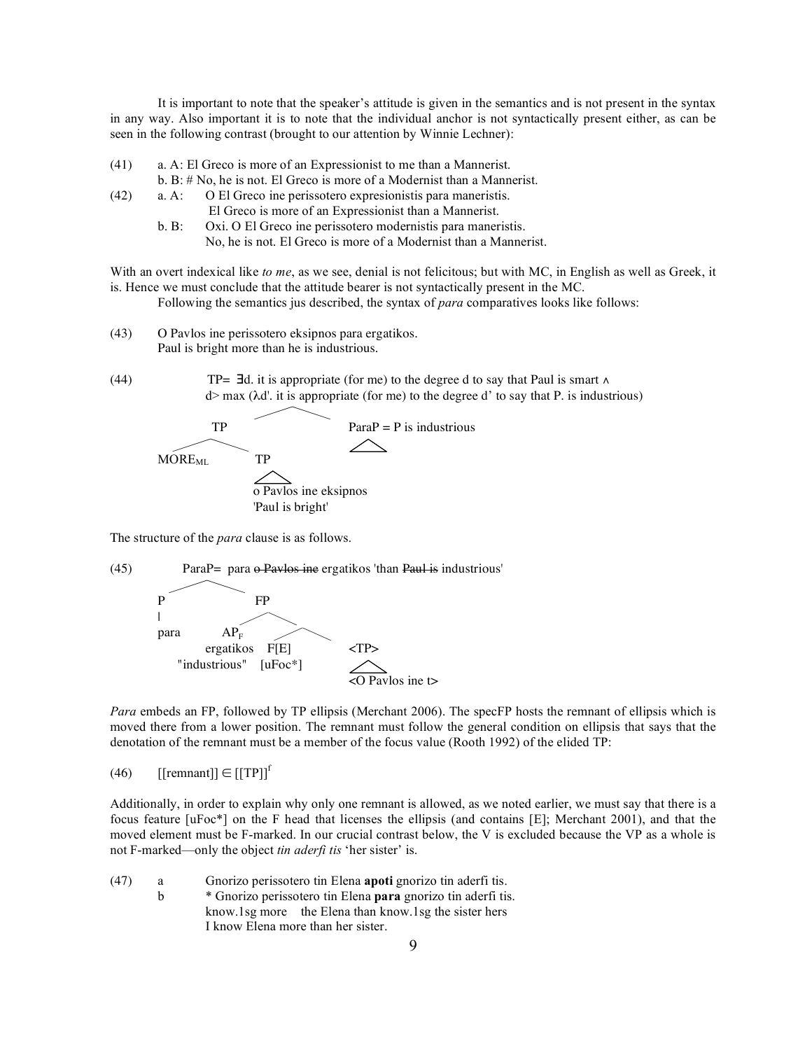It is important to note that the speaker's attitude is given in the semantics and is not present in the syntax in any way. Also important it is to note that the individual anchor is not syntactically present either, as can be seen in the following contrast (brought to our attention by Winnie Lechner):

(41) a. A: El Greco is more of an Expressionist to me than a Mannerist.
b. B: # No, he is not. El Greco is more of a Modernist than a Mannerist.

(42) a. A: O El Greco ine perissotero expresionistis para maneristis.
El Greco is more of an Expressionist than a Mannerist.
b. B: Oxi. O El Greco ine perissotero modernistis para maneristis.
No, he is not. El Greco is more of a Modernist than a Mannerist.

With an overt indexical like *to me*, as we see, denial is not felicitous; but with MC, in English as well as Greek, it is. Hence we must conclude that the attitude bearer is not syntactically present in the MC.

Following the semantics jus described, the syntax of *para* comparatives looks like follows:

(43) O Pavlos ine perissotero eksipnos para ergatikos.
Paul is bright more than he is industrious.

(44) TP= $\exists$d. it is appropriate (for me) to the degree d to say that Paul is smart $\wedge$ d> max ($\lambda$d'. it is appropriate (for me) to the degree d' to say that P. is industrious)

```
              TP
            /    \
          TP      ParaP = P is industrious
         /  \
  MORE_ML    TP
             o Pavlos ine eksipnos
             'Paul is bright'
```

The structure of the *para* clause is as follows.

(45) ParaP= para ~~o Pavlos ine~~ ergatikos 'than ~~Paul is~~ industrious'

```
     ParaP
    /     \
   P       FP
   |      /   \
  para  AP_F    F'
        ergatikos  /   \
  "industrious"  F[E]   <TP>
                [uFoc*]  <O Pavlos ine t>
```

*Para* embeds an FP, followed by TP ellipsis (Merchant 2006). The specFP hosts the remnant of ellipsis which is moved there from a lower position. The remnant must follow the general condition on ellipsis that says that the denotation of the remnant must be a member of the focus value (Rooth 1992) of the elided TP:

(46) $[[\text{remnant}]] \in [[\text{TP}]]^f$

Additionally, in order to explain why only one remnant is allowed, as we noted earlier, we must say that there is a focus feature [uFoc*] on the F head that licenses the ellipsis (and contains [E]; Merchant 2001), and that the moved element must be F-marked. In our crucial contrast below, the V is excluded because the VP as a whole is not F-marked—only the object *tin aderfi tis* 'her sister' is.

(47) a Gnorizo perissotero tin Elena **apoti** gnorizo tin aderfi tis.
b * Gnorizo perissotero tin Elena **para** gnorizo tin aderfi tis.
know.1sg more the Elena than know.1sg the sister hers
I know Elena more than her sister.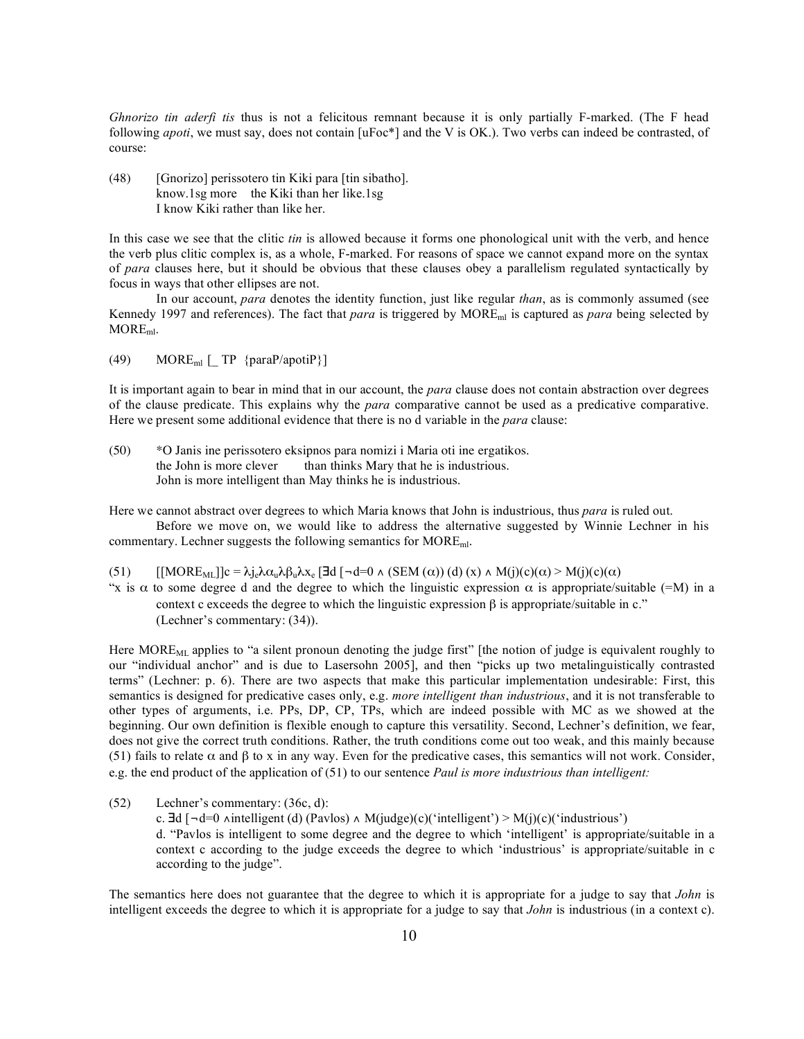*Ghnorizo tin aderfi tis* thus is not a felicitous remnant because it is only partially F-marked. (The F head following *apoti*, we must say, does not contain [uFoc*] and the V is OK.). Two verbs can indeed be contrasted, of course:

(48) [Gnorizo] perissotero tin Kiki para [tin sibatho].
know.1sg more the Kiki than her like.1sg
I know Kiki rather than like her.

In this case we see that the clitic *tin* is allowed because it forms one phonological unit with the verb, and hence the verb plus clitic complex is, as a whole, F-marked. For reasons of space we cannot expand more on the syntax of *para* clauses here, but it should be obvious that these clauses obey a parallelism regulated syntactically by focus in ways that other ellipses are not.

In our account, *para* denotes the identity function, just like regular *than*, as is commonly assumed (see Kennedy 1997 and references). The fact that *para* is triggered by $\text{MORE}_{ml}$ is captured as *para* being selected by $\text{MORE}_{ml}$.

(49) $\text{MORE}_{ml}$ [_ TP {paraP/apotiP}]

It is important again to bear in mind that in our account, the *para* clause does not contain abstraction over degrees of the clause predicate. This explains why the *para* comparative cannot be used as a predicative comparative. Here we present some additional evidence that there is no d variable in the *para* clause:

(50) *O Janis ine perissotero eksipnos para nomizi i Maria oti ine ergatikos.
the John is more clever than thinks Mary that he is industrious.
John is more intelligent than May thinks he is industrious.

Here we cannot abstract over degrees to which Maria knows that John is industrious, thus *para* is ruled out.

Before we move on, we would like to address the alternative suggested by Winnie Lechner in his commentary. Lechner suggests the following semantics for $\text{MORE}_{ml}$.

(51) $[[\text{MORE}_{ML}]]c = \lambda j_e \lambda \alpha_u \lambda \beta_u \lambda x_e\, [\exists d\, [\neg d{=}0 \wedge (\text{SEM}\,(\alpha))\,(d)\,(x) \wedge M(j)(c)(\alpha) > M(j)(c)(\alpha)$
"x is $\alpha$ to some degree d and the degree to which the linguistic expression $\alpha$ is appropriate/suitable (=M) in a context c exceeds the degree to which the linguistic expression $\beta$ is appropriate/suitable in c." (Lechner's commentary: (34)).

Here $\text{MORE}_{ML}$ applies to "a silent pronoun denoting the judge first" [the notion of judge is equivalent roughly to our "individual anchor" and is due to Lasersohn 2005], and then "picks up two metalinguistically contrasted terms" (Lechner: p. 6). There are two aspects that make this particular implementation undesirable: First, this semantics is designed for predicative cases only, e.g. *more intelligent than industrious*, and it is not transferable to other types of arguments, i.e. PPs, DP, CP, TPs, which are indeed possible with MC as we showed at the beginning. Our own definition is flexible enough to capture this versatility. Second, Lechner's definition, we fear, does not give the correct truth conditions. Rather, the truth conditions come out too weak, and this mainly because (51) fails to relate $\alpha$ and $\beta$ to x in any way. Even for the predicative cases, this semantics will not work. Consider, e.g. the end product of the application of (51) to our sentence *Paul is more industrious than intelligent:*

(52) Lechner's commentary: (36c, d):
c. $\exists d\, [\neg d{=}0 \wedge \text{intelligent}\,(d)\,(\text{Pavlos}) \wedge M(\text{judge})(c)(\text{'intelligent'}) > M(j)(c)(\text{'industrious'})$
d. "Pavlos is intelligent to some degree and the degree to which 'intelligent' is appropriate/suitable in a context c according to the judge exceeds the degree to which 'industrious' is appropriate/suitable in c according to the judge".

The semantics here does not guarantee that the degree to which it is appropriate for a judge to say that *John* is intelligent exceeds the degree to which it is appropriate for a judge to say that *John* is industrious (in a context c).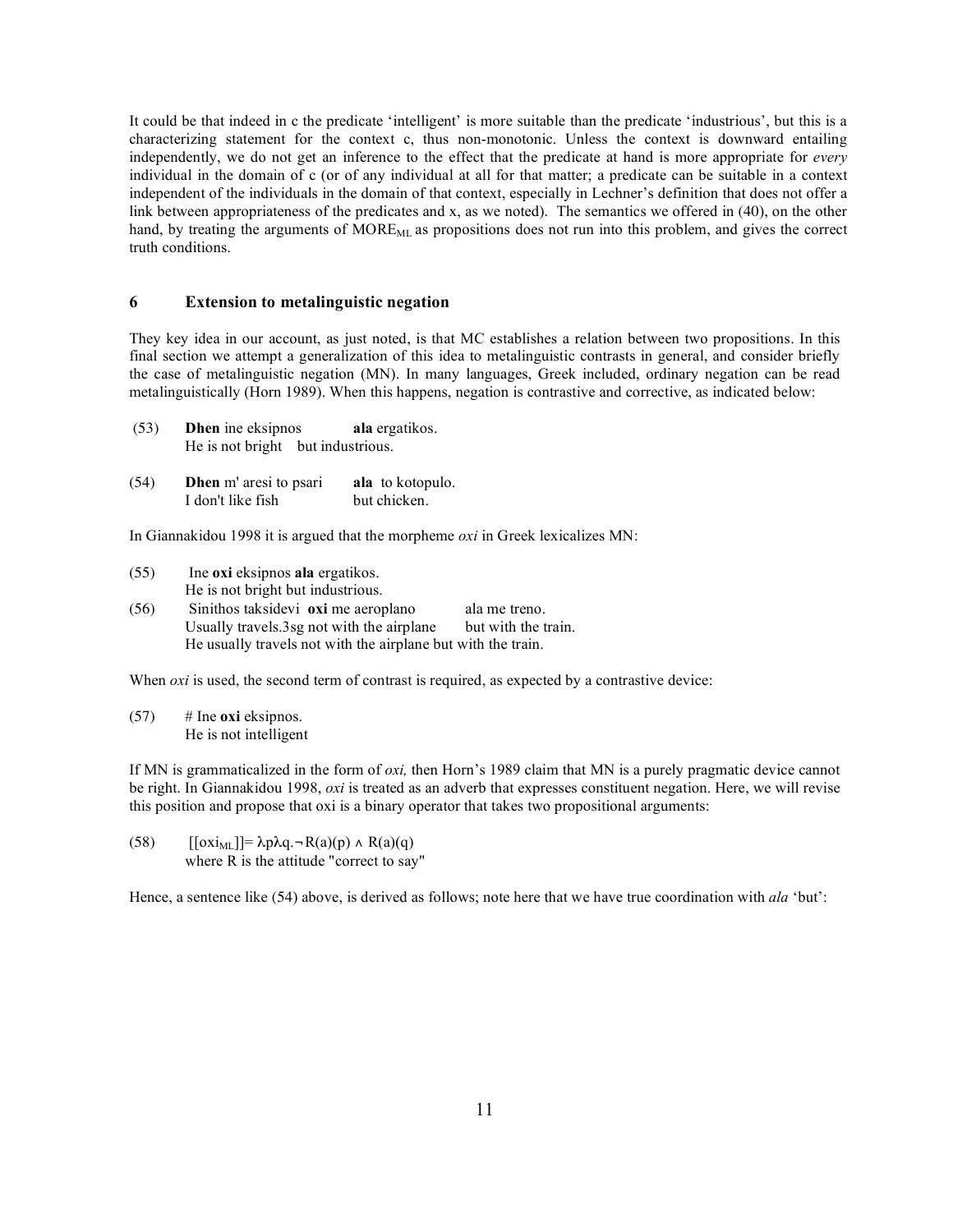It could be that indeed in c the predicate 'intelligent' is more suitable than the predicate 'industrious', but this is a characterizing statement for the context c, thus non-monotonic. Unless the context is downward entailing independently, we do not get an inference to the effect that the predicate at hand is more appropriate for *every* individual in the domain of c (or of any individual at all for that matter; a predicate can be suitable in a context independent of the individuals in the domain of that context, especially in Lechner's definition that does not offer a link between appropriateness of the predicates and x, as we noted). The semantics we offered in (40), on the other hand, by treating the arguments of $MORE_{ML}$ as propositions does not run into this problem, and gives the correct truth conditions.

## 6 Extension to metalinguistic negation

They key idea in our account, as just noted, is that MC establishes a relation between two propositions. In this final section we attempt a generalization of this idea to metalinguistic contrasts in general, and consider briefly the case of metalinguistic negation (MN). In many languages, Greek included, ordinary negation can be read metalinguistically (Horn 1989). When this happens, negation is contrastive and corrective, as indicated below:

(53) **Dhen** ine eksipnos **ala** ergatikos.
He is not bright but industrious.

(54) **Dhen** m' aresi to psari **ala** to kotopulo.
I don't like fish but chicken.

In Giannakidou 1998 it is argued that the morpheme *oxi* in Greek lexicalizes MN:

(55) Ine **oxi** eksipnos **ala** ergatikos.
He is not bright but industrious.

(56) Sinithos taksidevi **oxi** me aeroplano ala me treno.
Usually travels.3sg not with the airplane but with the train.
He usually travels not with the airplane but with the train.

When *oxi* is used, the second term of contrast is required, as expected by a contrastive device:

(57) # Ine **oxi** eksipnos.
He is not intelligent

If MN is grammaticalized in the form of *oxi,* then Horn's 1989 claim that MN is a purely pragmatic device cannot be right. In Giannakidou 1998, *oxi* is treated as an adverb that expresses constituent negation. Here, we will revise this position and propose that oxi is a binary operator that takes two propositional arguments:

(58) $[[oxi_{ML}]] = \lambda p \lambda q. \neg R(a)(p) \wedge R(a)(q)$
where R is the attitude "correct to say"

Hence, a sentence like (54) above, is derived as follows; note here that we have true coordination with *ala* 'but':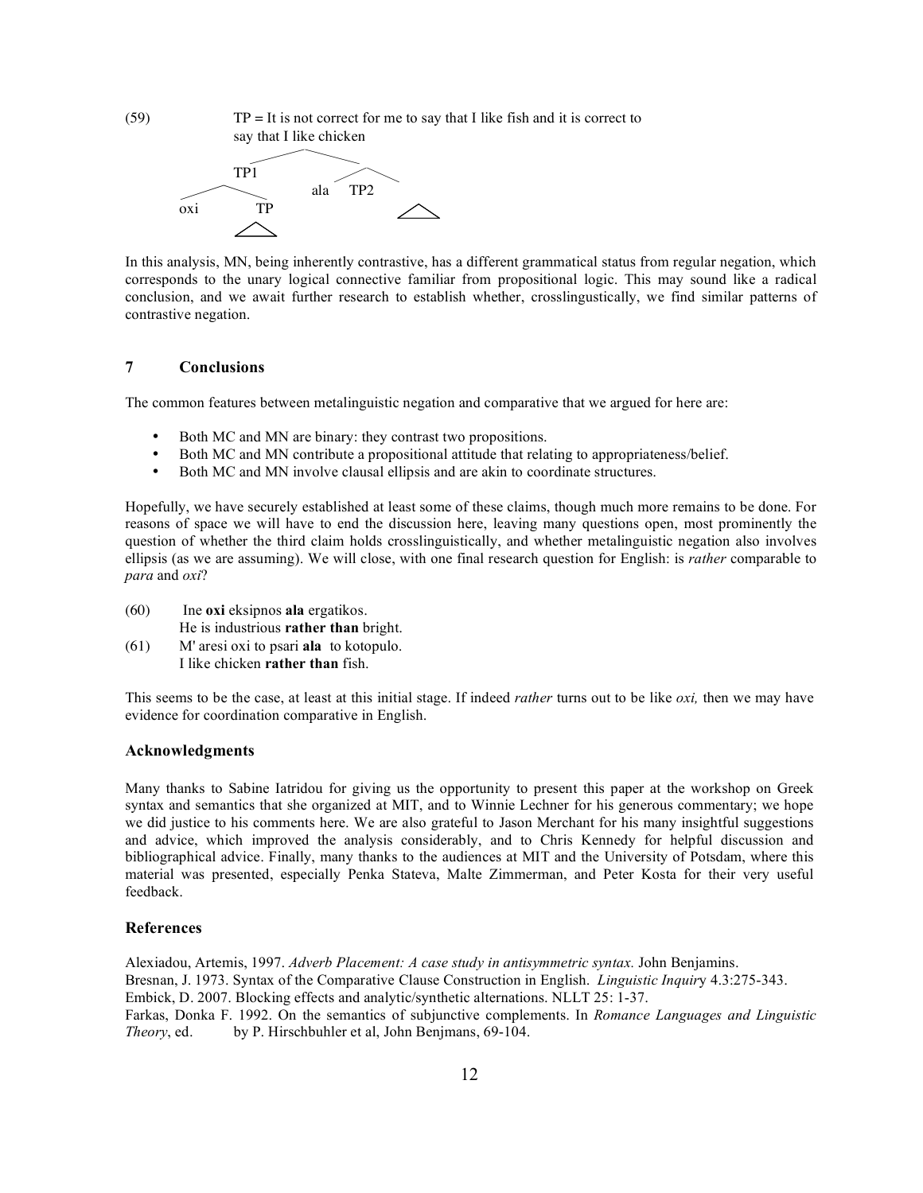(59) TP = It is not correct for me to say that I like fish and it is correct to say that I like chicken

```
                  TP
          ________|________
        TP1               
       /   \           ala   TP2
    oxi     TP                /\
            /\
```

In this analysis, MN, being inherently contrastive, has a different grammatical status from regular negation, which corresponds to the unary logical connective familiar from propositional logic. This may sound like a radical conclusion, and we await further research to establish whether, crosslingustically, we find similar patterns of contrastive negation.

## 7 Conclusions

The common features between metalinguistic negation and comparative that we argued for here are:

- Both MC and MN are binary: they contrast two propositions.
- Both MC and MN contribute a propositional attitude that relating to appropriateness/belief.
- Both MC and MN involve clausal ellipsis and are akin to coordinate structures.

Hopefully, we have securely established at least some of these claims, though much more remains to be done. For reasons of space we will have to end the discussion here, leaving many questions open, most prominently the question of whether the third claim holds crosslinguistically, and whether metalinguistic negation also involves ellipsis (as we are assuming). We will close, with one final research question for English: is *rather* comparable to *para* and *oxi*?

(60) Ine **oxi** eksipnos **ala** ergatikos.
He is industrious **rather than** bright.

(61) M' aresi oxi to psari **ala** to kotopulo.
I like chicken **rather than** fish.

This seems to be the case, at least at this initial stage. If indeed *rather* turns out to be like *oxi,* then we may have evidence for coordination comparative in English.

### Acknowledgments

Many thanks to Sabine Iatridou for giving us the opportunity to present this paper at the workshop on Greek syntax and semantics that she organized at MIT, and to Winnie Lechner for his generous commentary; we hope we did justice to his comments here. We are also grateful to Jason Merchant for his many insightful suggestions and advice, which improved the analysis considerably, and to Chris Kennedy for helpful discussion and bibliographical advice. Finally, many thanks to the audiences at MIT and the University of Potsdam, where this material was presented, especially Penka Stateva, Malte Zimmerman, and Peter Kosta for their very useful feedback.

### References

Alexiadou, Artemis, 1997. *Adverb Placement: A case study in antisymmetric syntax.* John Benjamins.
Bresnan, J. 1973. Syntax of the Comparative Clause Construction in English. *Linguistic Inquiry* 4.3:275-343.
Embick, D. 2007. Blocking effects and analytic/synthetic alternations. NLLT 25: 1-37.
Farkas, Donka F. 1992. On the semantics of subjunctive complements. In *Romance Languages and Linguistic Theory*, ed. by P. Hirschbuhler et al, John Benjmans, 69-104.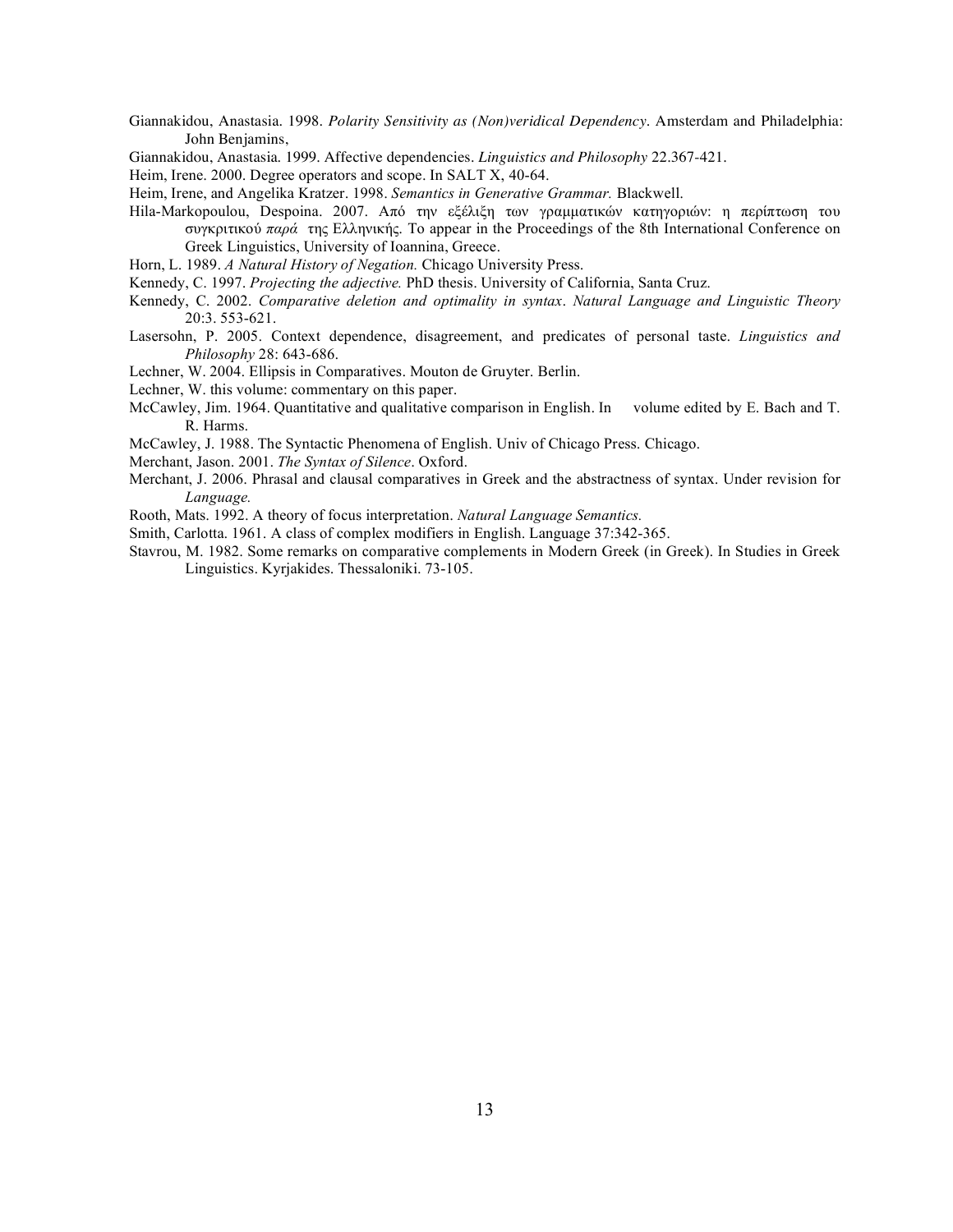Giannakidou, Anastasia. 1998. *Polarity Sensitivity as (Non)veridical Dependency*. Amsterdam and Philadelphia: John Benjamins,

Giannakidou, Anastasia. 1999. Affective dependencies. *Linguistics and Philosophy* 22.367-421.

Heim, Irene. 2000. Degree operators and scope. In SALT X, 40-64.

Heim, Irene, and Angelika Kratzer. 1998. *Semantics in Generative Grammar.* Blackwell.

Hila-Markopoulou, Despoina. 2007. Από την εξέλιξη των γραμματικών κατηγοριών: η περίπτωση του συγκριτικού *παρά* της Ελληνικής. To appear in the Proceedings of the 8th International Conference on Greek Linguistics, University of Ioannina, Greece.

Horn, L. 1989. *A Natural History of Negation.* Chicago University Press.

Kennedy, C. 1997. *Projecting the adjective.* PhD thesis. University of California, Santa Cruz.

Kennedy, C. 2002. *Comparative deletion and optimality in syntax*. *Natural Language and Linguistic Theory* 20:3. 553-621.

Lasersohn, P. 2005. Context dependence, disagreement, and predicates of personal taste. *Linguistics and Philosophy* 28: 643-686.

Lechner, W. 2004. Ellipsis in Comparatives. Mouton de Gruyter. Berlin.

Lechner, W. this volume: commentary on this paper.

McCawley, Jim. 1964. Quantitative and qualitative comparison in English. In volume edited by E. Bach and T. R. Harms.

McCawley, J. 1988. The Syntactic Phenomena of English. Univ of Chicago Press. Chicago.

Merchant, Jason. 2001. *The Syntax of Silence*. Oxford.

Merchant, J. 2006. Phrasal and clausal comparatives in Greek and the abstractness of syntax. Under revision for *Language.*

Rooth, Mats. 1992. A theory of focus interpretation. *Natural Language Semantics.*

Smith, Carlotta. 1961. A class of complex modifiers in English. Language 37:342-365.

Stavrou, M. 1982. Some remarks on comparative complements in Modern Greek (in Greek). In Studies in Greek Linguistics. Kyrjakides. Thessaloniki. 73-105.